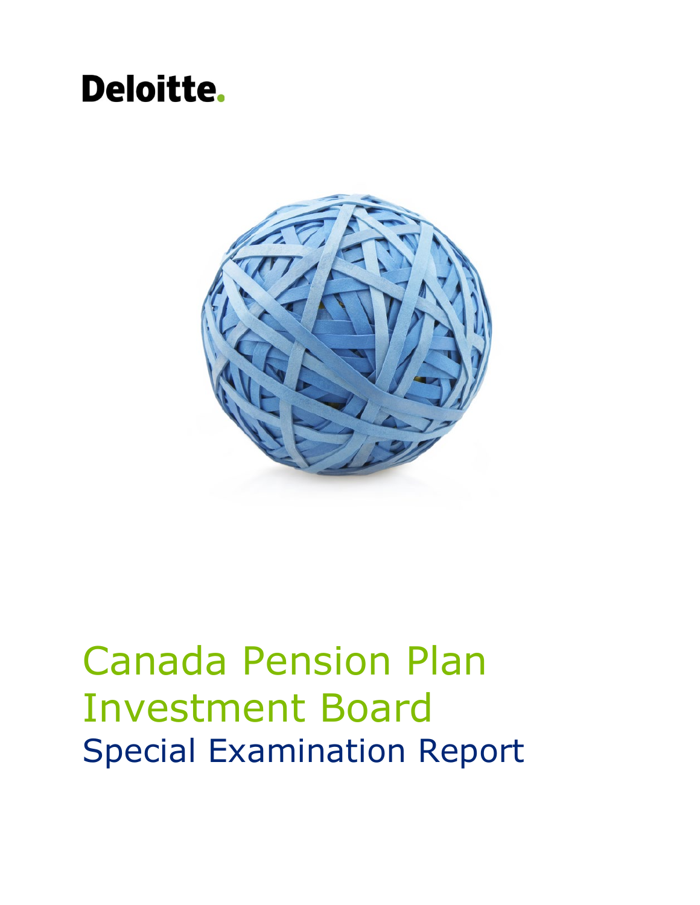Deloitte.

# Canada Pension Plan Investment Board

## Special Examination Report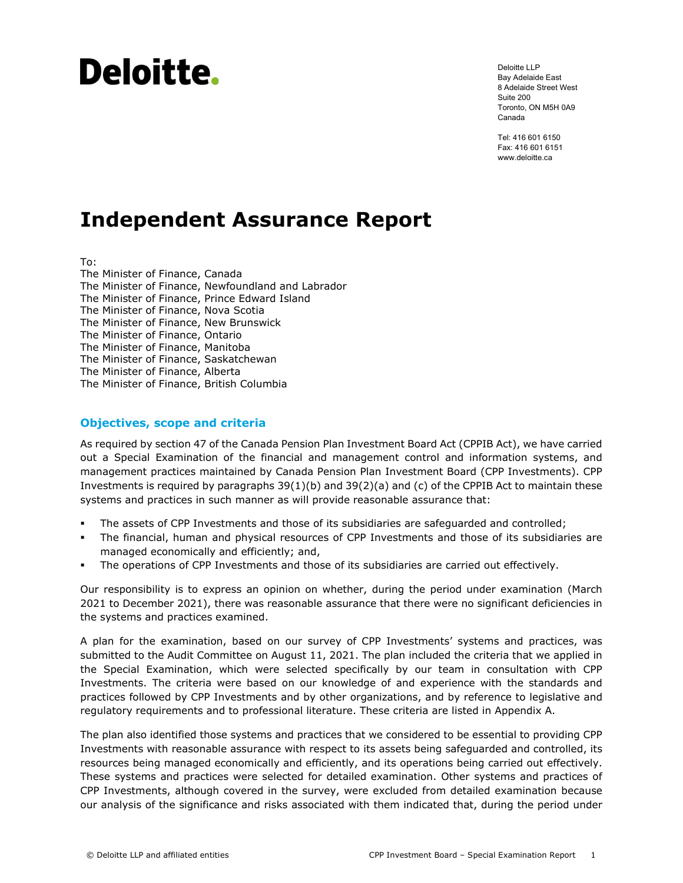Deloitte.

Deloitte LLP
Bay Adelaide East
8 Adelaide Street West
Suite 200
Toronto, ON M5H 0A9
Canada

Tel: 416 601 6150
Fax: 416 601 6151
www.deloitte.ca

# Independent Assurance Report

To:
The Minister of Finance, Canada
The Minister of Finance, Newfoundland and Labrador
The Minister of Finance, Prince Edward Island
The Minister of Finance, Nova Scotia
The Minister of Finance, New Brunswick
The Minister of Finance, Ontario
The Minister of Finance, Manitoba
The Minister of Finance, Saskatchewan
The Minister of Finance, Alberta
The Minister of Finance, British Columbia

## Objectives, scope and criteria

As required by section 47 of the Canada Pension Plan Investment Board Act (CPPIB Act), we have carried out a Special Examination of the financial and management control and information systems, and management practices maintained by Canada Pension Plan Investment Board (CPP Investments). CPP Investments is required by paragraphs 39(1)(b) and 39(2)(a) and (c) of the CPPIB Act to maintain these systems and practices in such manner as will provide reasonable assurance that:

- The assets of CPP Investments and those of its subsidiaries are safeguarded and controlled;
- The financial, human and physical resources of CPP Investments and those of its subsidiaries are managed economically and efficiently; and,
- The operations of CPP Investments and those of its subsidiaries are carried out effectively.

Our responsibility is to express an opinion on whether, during the period under examination (March 2021 to December 2021), there was reasonable assurance that there were no significant deficiencies in the systems and practices examined.

A plan for the examination, based on our survey of CPP Investments' systems and practices, was submitted to the Audit Committee on August 11, 2021. The plan included the criteria that we applied in the Special Examination, which were selected specifically by our team in consultation with CPP Investments. The criteria were based on our knowledge of and experience with the standards and practices followed by CPP Investments and by other organizations, and by reference to legislative and regulatory requirements and to professional literature. These criteria are listed in Appendix A.

The plan also identified those systems and practices that we considered to be essential to providing CPP Investments with reasonable assurance with respect to its assets being safeguarded and controlled, its resources being managed economically and efficiently, and its operations being carried out effectively. These systems and practices were selected for detailed examination. Other systems and practices of CPP Investments, although covered in the survey, were excluded from detailed examination because our analysis of the significance and risks associated with them indicated that, during the period under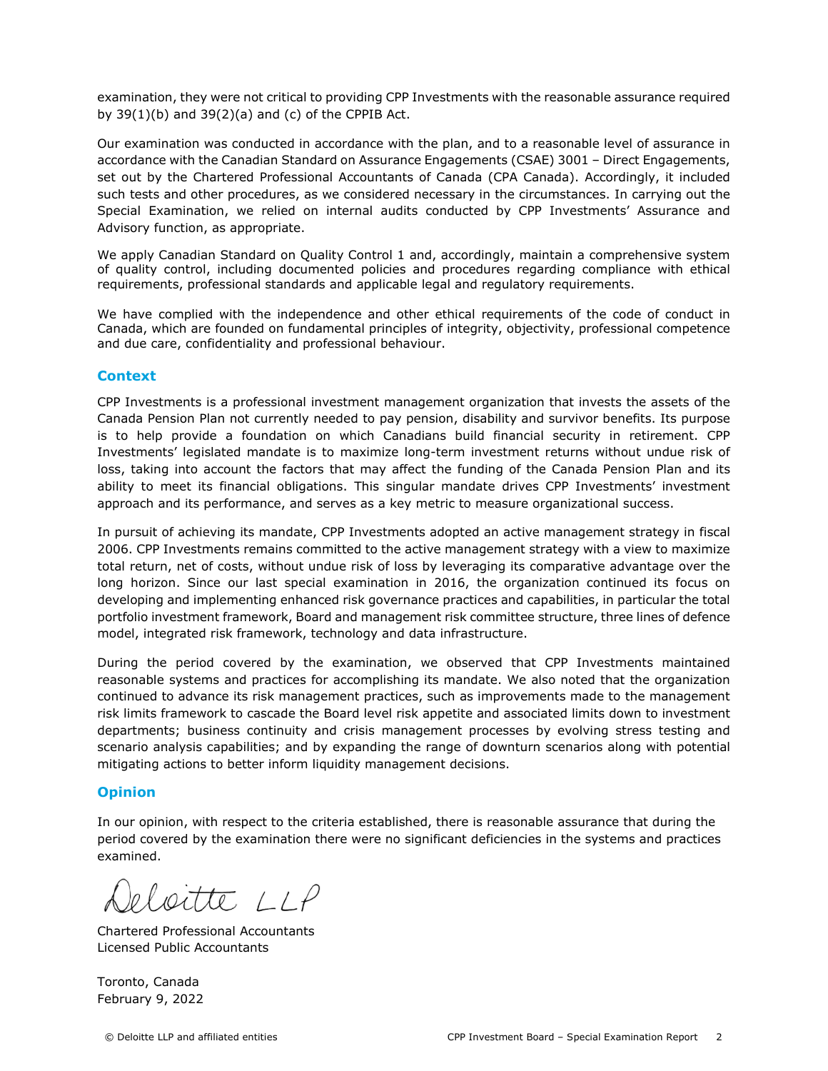examination, they were not critical to providing CPP Investments with the reasonable assurance required by 39(1)(b) and 39(2)(a) and (c) of the CPPIB Act.

Our examination was conducted in accordance with the plan, and to a reasonable level of assurance in accordance with the Canadian Standard on Assurance Engagements (CSAE) 3001 – Direct Engagements, set out by the Chartered Professional Accountants of Canada (CPA Canada). Accordingly, it included such tests and other procedures, as we considered necessary in the circumstances. In carrying out the Special Examination, we relied on internal audits conducted by CPP Investments' Assurance and Advisory function, as appropriate.

We apply Canadian Standard on Quality Control 1 and, accordingly, maintain a comprehensive system of quality control, including documented policies and procedures regarding compliance with ethical requirements, professional standards and applicable legal and regulatory requirements.

We have complied with the independence and other ethical requirements of the code of conduct in Canada, which are founded on fundamental principles of integrity, objectivity, professional competence and due care, confidentiality and professional behaviour.

## Context

CPP Investments is a professional investment management organization that invests the assets of the Canada Pension Plan not currently needed to pay pension, disability and survivor benefits. Its purpose is to help provide a foundation on which Canadians build financial security in retirement. CPP Investments' legislated mandate is to maximize long-term investment returns without undue risk of loss, taking into account the factors that may affect the funding of the Canada Pension Plan and its ability to meet its financial obligations. This singular mandate drives CPP Investments' investment approach and its performance, and serves as a key metric to measure organizational success.

In pursuit of achieving its mandate, CPP Investments adopted an active management strategy in fiscal 2006. CPP Investments remains committed to the active management strategy with a view to maximize total return, net of costs, without undue risk of loss by leveraging its comparative advantage over the long horizon. Since our last special examination in 2016, the organization continued its focus on developing and implementing enhanced risk governance practices and capabilities, in particular the total portfolio investment framework, Board and management risk committee structure, three lines of defence model, integrated risk framework, technology and data infrastructure.

During the period covered by the examination, we observed that CPP Investments maintained reasonable systems and practices for accomplishing its mandate. We also noted that the organization continued to advance its risk management practices, such as improvements made to the management risk limits framework to cascade the Board level risk appetite and associated limits down to investment departments; business continuity and crisis management processes by evolving stress testing and scenario analysis capabilities; and by expanding the range of downturn scenarios along with potential mitigating actions to better inform liquidity management decisions.

## Opinion

In our opinion, with respect to the criteria established, there is reasonable assurance that during the period covered by the examination there were no significant deficiencies in the systems and practices examined.

Deloitte LLP

Chartered Professional Accountants
Licensed Public Accountants

Toronto, Canada
February 9, 2022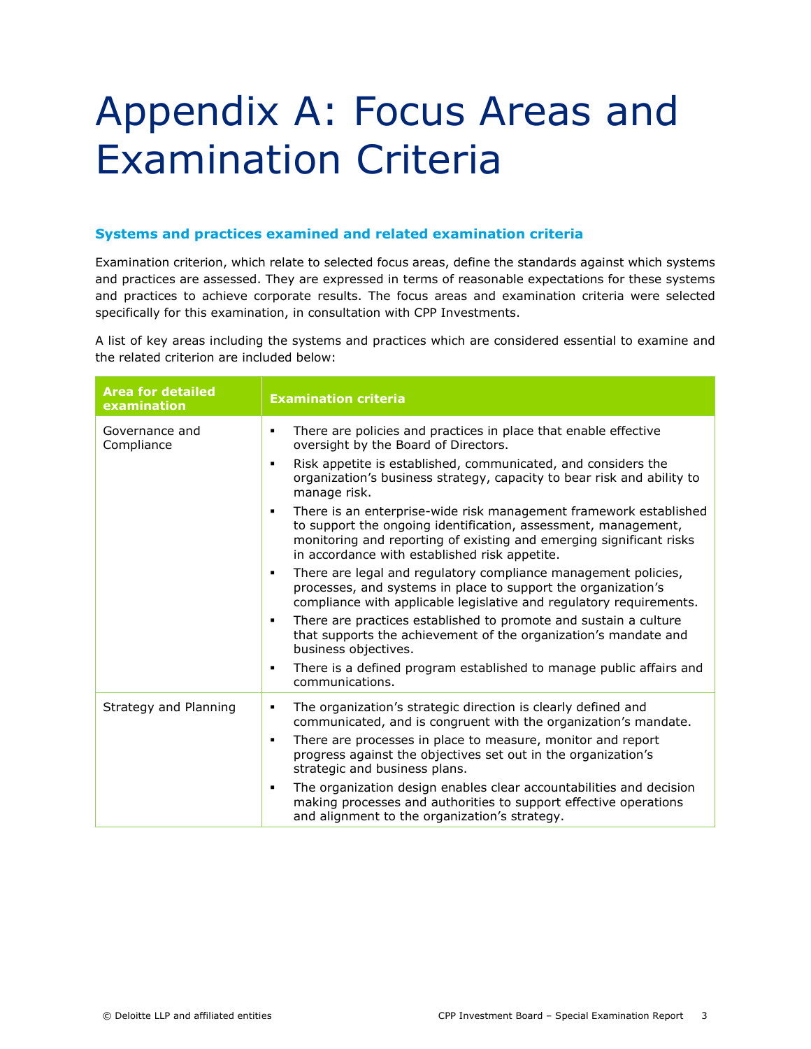# Appendix A: Focus Areas and Examination Criteria

### Systems and practices examined and related examination criteria

Examination criterion, which relate to selected focus areas, define the standards against which systems and practices are assessed. They are expressed in terms of reasonable expectations for these systems and practices to achieve corporate results. The focus areas and examination criteria were selected specifically for this examination, in consultation with CPP Investments.

A list of key areas including the systems and practices which are considered essential to examine and the related criterion are included below:

| Area for detailed examination | Examination criteria |
| --- | --- |
| Governance and Compliance | ▪ There are policies and practices in place that enable effective oversight by the Board of Directors.<br>▪ Risk appetite is established, communicated, and considers the organization's business strategy, capacity to bear risk and ability to manage risk.<br>▪ There is an enterprise-wide risk management framework established to support the ongoing identification, assessment, management, monitoring and reporting of existing and emerging significant risks in accordance with established risk appetite.<br>▪ There are legal and regulatory compliance management policies, processes, and systems in place to support the organization's compliance with applicable legislative and regulatory requirements.<br>▪ There are practices established to promote and sustain a culture that supports the achievement of the organization's mandate and business objectives.<br>▪ There is a defined program established to manage public affairs and communications. |
| Strategy and Planning | ▪ The organization's strategic direction is clearly defined and communicated, and is congruent with the organization's mandate.<br>▪ There are processes in place to measure, monitor and report progress against the objectives set out in the organization's strategic and business plans.<br>▪ The organization design enables clear accountabilities and decision making processes and authorities to support effective operations and alignment to the organization's strategy. |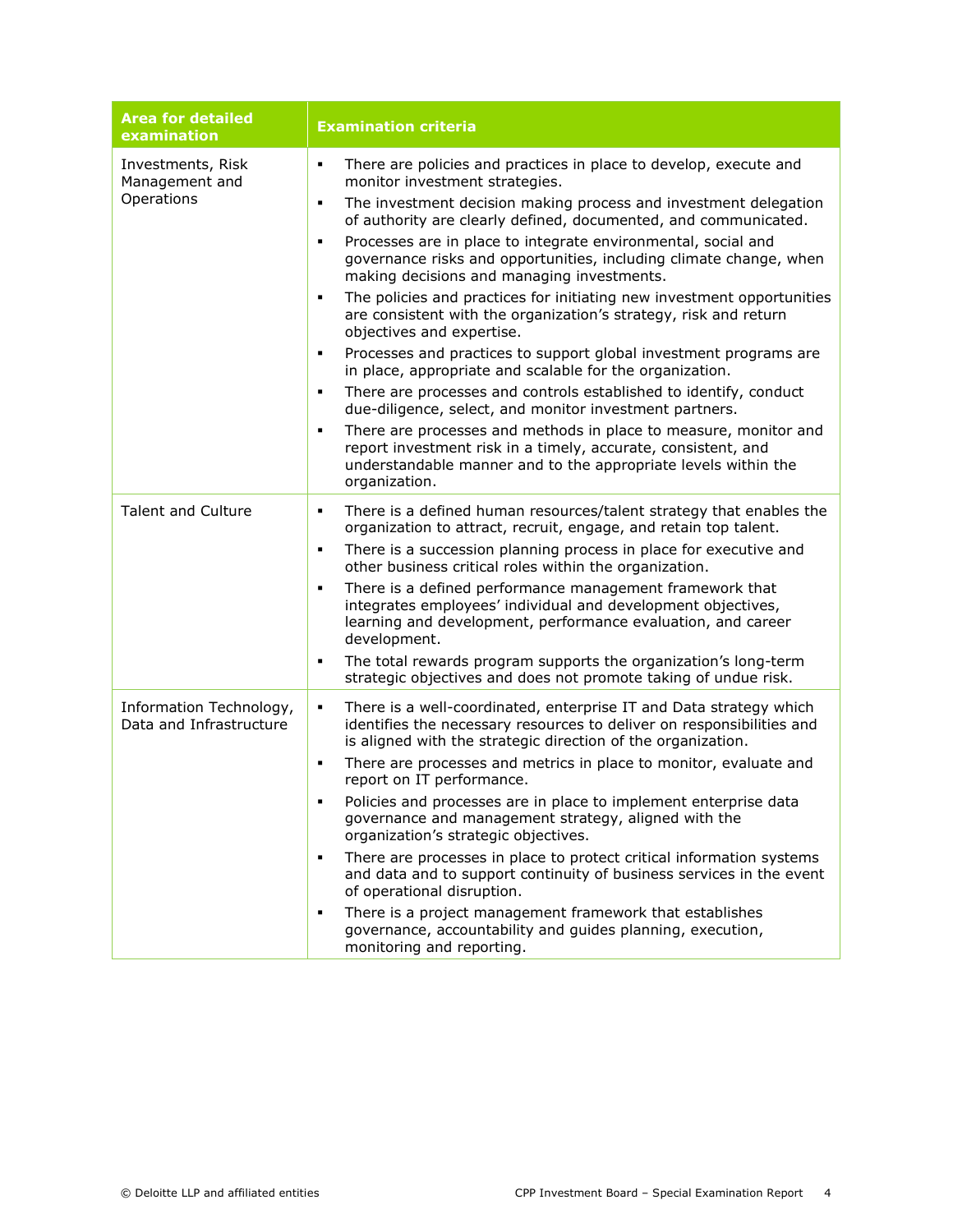| Area for detailed examination | Examination criteria |
| --- | --- |
| Investments, Risk Management and Operations | ▪ There are policies and practices in place to develop, execute and monitor investment strategies.<br>▪ The investment decision making process and investment delegation of authority are clearly defined, documented, and communicated.<br>▪ Processes are in place to integrate environmental, social and governance risks and opportunities, including climate change, when making decisions and managing investments.<br>▪ The policies and practices for initiating new investment opportunities are consistent with the organization's strategy, risk and return objectives and expertise.<br>▪ Processes and practices to support global investment programs are in place, appropriate and scalable for the organization.<br>▪ There are processes and controls established to identify, conduct due-diligence, select, and monitor investment partners.<br>▪ There are processes and methods in place to measure, monitor and report investment risk in a timely, accurate, consistent, and understandable manner and to the appropriate levels within the organization. |
| Talent and Culture | ▪ There is a defined human resources/talent strategy that enables the organization to attract, recruit, engage, and retain top talent.<br>▪ There is a succession planning process in place for executive and other business critical roles within the organization.<br>▪ There is a defined performance management framework that integrates employees' individual and development objectives, learning and development, performance evaluation, and career development.<br>▪ The total rewards program supports the organization's long-term strategic objectives and does not promote taking of undue risk. |
| Information Technology, Data and Infrastructure | ▪ There is a well-coordinated, enterprise IT and Data strategy which identifies the necessary resources to deliver on responsibilities and is aligned with the strategic direction of the organization.<br>▪ There are processes and metrics in place to monitor, evaluate and report on IT performance.<br>▪ Policies and processes are in place to implement enterprise data governance and management strategy, aligned with the organization's strategic objectives.<br>▪ There are processes in place to protect critical information systems and data and to support continuity of business services in the event of operational disruption.<br>▪ There is a project management framework that establishes governance, accountability and guides planning, execution, monitoring and reporting. |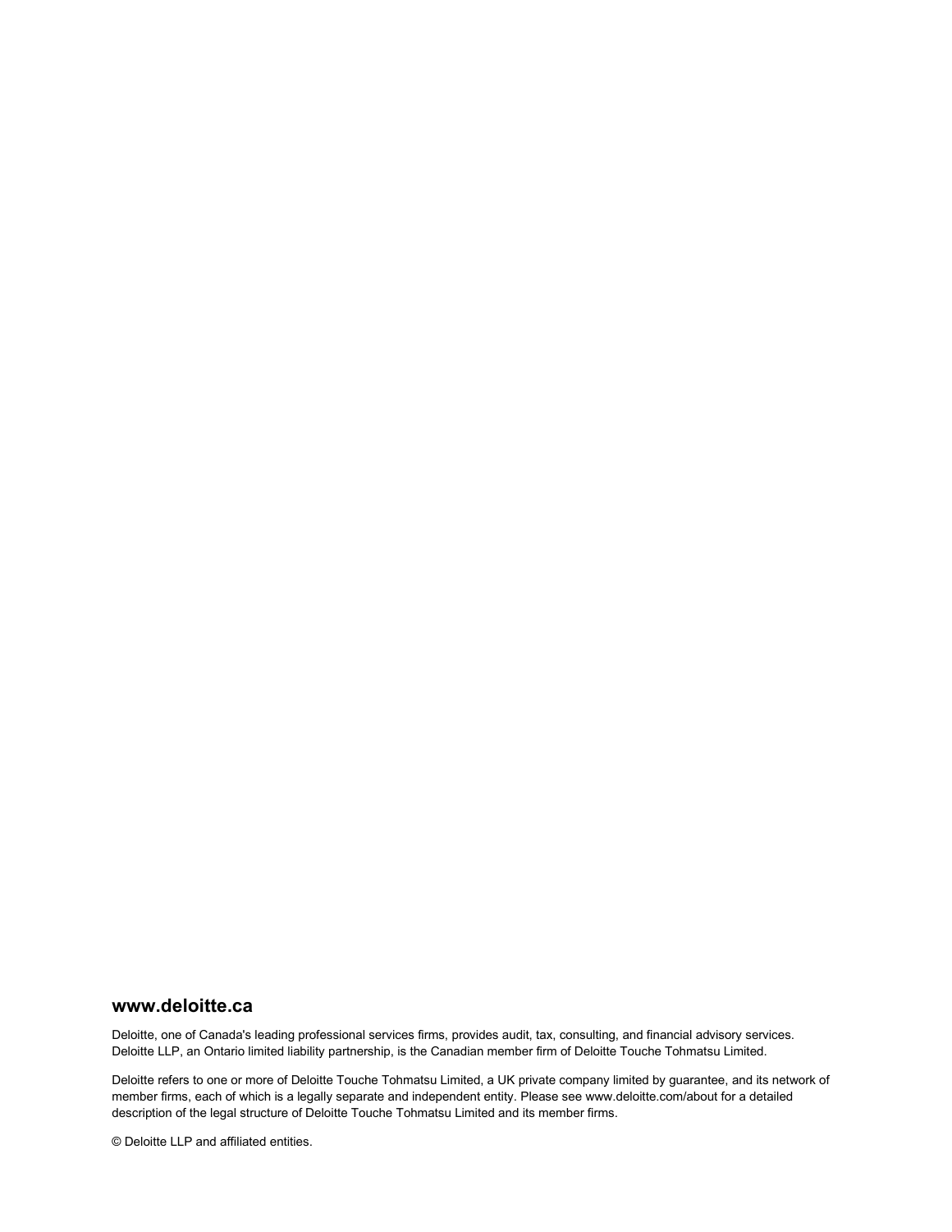**www.deloitte.ca**

Deloitte, one of Canada's leading professional services firms, provides audit, tax, consulting, and financial advisory services. Deloitte LLP, an Ontario limited liability partnership, is the Canadian member firm of Deloitte Touche Tohmatsu Limited.

Deloitte refers to one or more of Deloitte Touche Tohmatsu Limited, a UK private company limited by guarantee, and its network of member firms, each of which is a legally separate and independent entity. Please see www.deloitte.com/about for a detailed description of the legal structure of Deloitte Touche Tohmatsu Limited and its member firms.

© Deloitte LLP and affiliated entities.